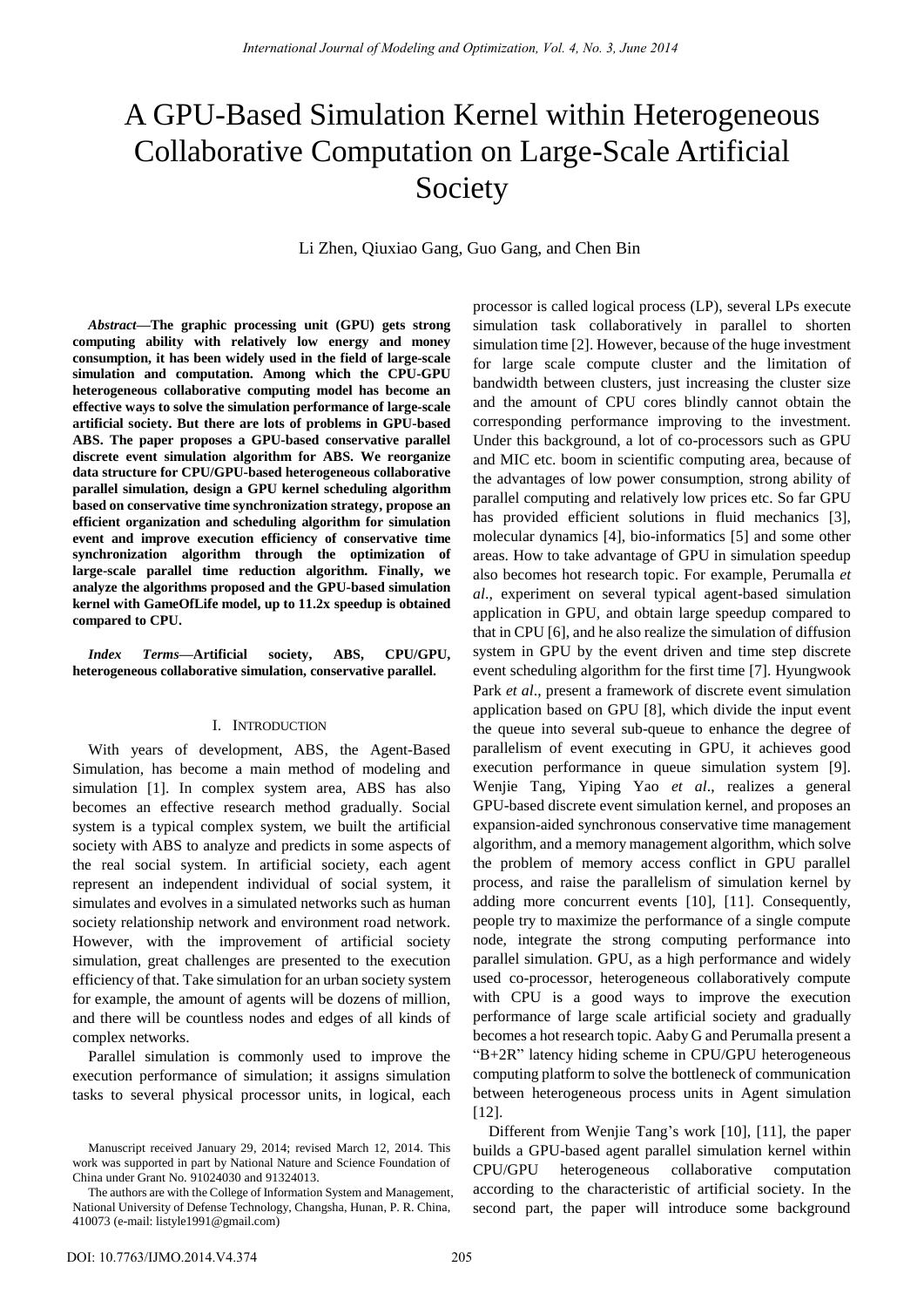// A GPU-Based Simulation Kernel within Heterogeneous Collaborative Computation on Large-Scale Artificial Society

Li Zhen, Qiuxiao Gang, Guo Gang, and Chen Bin

***Abstract*—The graphic processing unit (GPU) gets strong computing ability with relatively low energy and money consumption, it has been widely used in the field of large-scale simulation and computation. Among which the CPU-GPU heterogeneous collaborative computing model has become an effective ways to solve the simulation performance of large-scale artificial society. But there are lots of problems in GPU-based ABS. The paper proposes a GPU-based conservative parallel discrete event simulation algorithm for ABS. We reorganize data structure for CPU/GPU-based heterogeneous collaborative parallel simulation, design a GPU kernel scheduling algorithm based on conservative time synchronization strategy, propose an efficient organization and scheduling algorithm for simulation event and improve execution efficiency of conservative time synchronization algorithm through the optimization of large-scale parallel time reduction algorithm. Finally, we analyze the algorithms proposed and the GPU-based simulation kernel with GameOfLife model, up to 11.2x speedup is obtained compared to CPU.**

***Index Terms*—Artificial society, ABS, CPU/GPU, heterogeneous collaborative simulation, conservative parallel.**

## I. Introduction

With years of development, ABS, the Agent-Based Simulation, has become a main method of modeling and simulation [1]. In complex system area, ABS has also becomes an effective research method gradually. Social system is a typical complex system, we built the artificial society with ABS to analyze and predicts in some aspects of the real social system. In artificial society, each agent represent an independent individual of social system, it simulates and evolves in a simulated networks such as human society relationship network and environment road network. However, with the improvement of artificial society simulation, great challenges are presented to the execution efficiency of that. Take simulation for an urban society system for example, the amount of agents will be dozens of million, and there will be countless nodes and edges of all kinds of complex networks.

Parallel simulation is commonly used to improve the execution performance of simulation; it assigns simulation tasks to several physical processor units, in logical, each processor is called logical process (LP), several LPs execute simulation task collaboratively in parallel to shorten simulation time [2]. However, because of the huge investment for large scale compute cluster and the limitation of bandwidth between clusters, just increasing the cluster size and the amount of CPU cores blindly cannot obtain the corresponding performance improving to the investment. Under this background, a lot of co-processors such as GPU and MIC etc. boom in scientific computing area, because of the advantages of low power consumption, strong ability of parallel computing and relatively low prices etc. So far GPU has provided efficient solutions in fluid mechanics [3], molecular dynamics [4], bio-informatics [5] and some other areas. How to take advantage of GPU in simulation speedup also becomes hot research topic. For example, Perumalla *et al*., experiment on several typical agent-based simulation application in GPU, and obtain large speedup compared to that in CPU [6], and he also realize the simulation of diffusion system in GPU by the event driven and time step discrete event scheduling algorithm for the first time [7]. Hyungwook Park *et al*., present a framework of discrete event simulation application based on GPU [8], which divide the input event the queue into several sub-queue to enhance the degree of parallelism of event executing in GPU, it achieves good execution performance in queue simulation system [9]. Wenjie Tang, Yiping Yao *et al*., realizes a general GPU-based discrete event simulation kernel, and proposes an expansion-aided synchronous conservative time management algorithm, and a memory management algorithm, which solve the problem of memory access conflict in GPU parallel process, and raise the parallelism of simulation kernel by adding more concurrent events [10], [11]. Consequently, people try to maximize the performance of a single compute node, integrate the strong computing performance into parallel simulation. GPU, as a high performance and widely used co-processor, heterogeneous collaboratively compute with CPU is a good ways to improve the execution performance of large scale artificial society and gradually becomes a hot research topic. Aaby G and Perumalla present a "B+2R" latency hiding scheme in CPU/GPU heterogeneous computing platform to solve the bottleneck of communication between heterogeneous process units in Agent simulation [12].

Different from Wenjie Tang's work [10], [11], the paper builds a GPU-based agent parallel simulation kernel within CPU/GPU heterogeneous collaborative computation according to the characteristic of artificial society. In the second part, the paper will introduce some background

Manuscript received January 29, 2014; revised March 12, 2014. This work was supported in part by National Nature and Science Foundation of China under Grant No. 91024030 and 91324013.

The authors are with the College of Information System and Management, National University of Defense Technology, Changsha, Hunan, P. R. China, 410073 (e-mail: listyle1991@gmail.com)

DOI: 10.7763/IJMO.2014.V4.374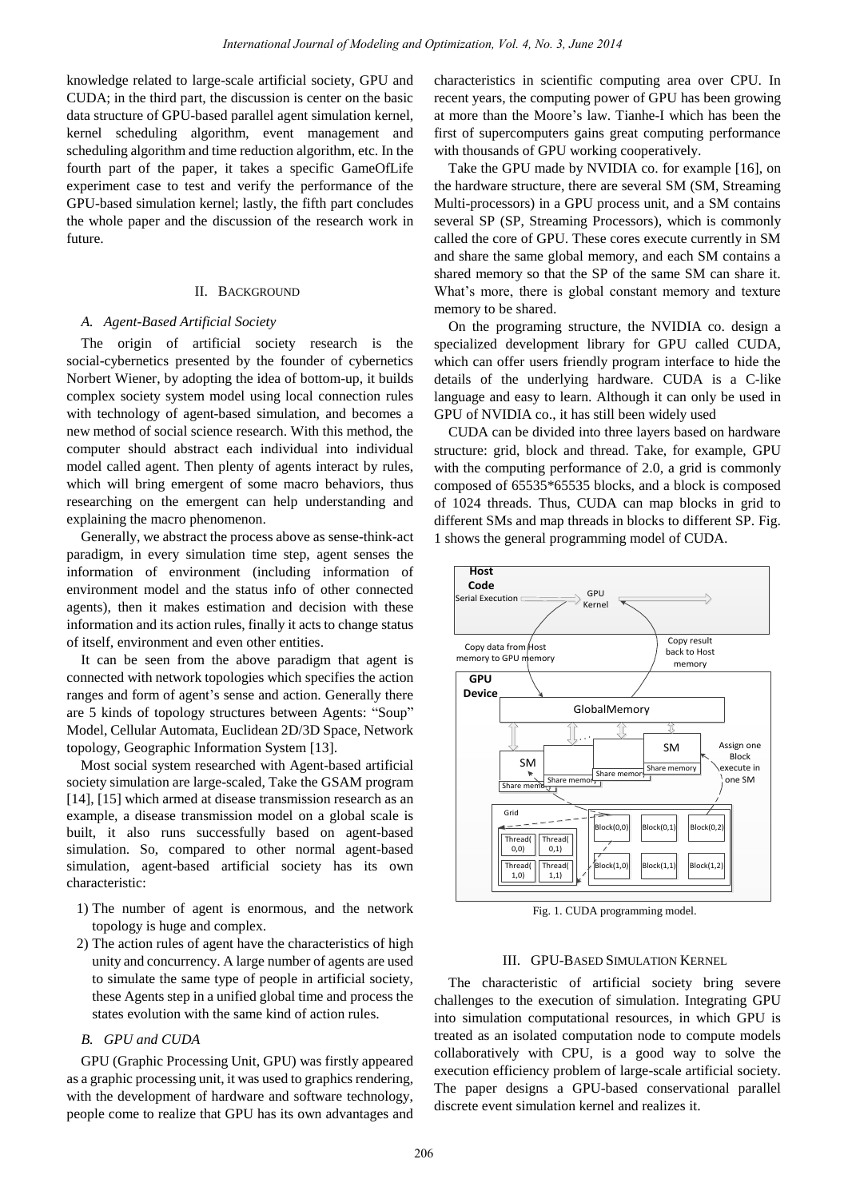knowledge related to large-scale artificial society, GPU and CUDA; in the third part, the discussion is center on the basic data structure of GPU-based parallel agent simulation kernel, kernel scheduling algorithm, event management and scheduling algorithm and time reduction algorithm, etc. In the fourth part of the paper, it takes a specific GameOfLife experiment case to test and verify the performance of the GPU-based simulation kernel; lastly, the fifth part concludes the whole paper and the discussion of the research work in future.

## II. Background

### A. Agent-Based Artificial Society

The origin of artificial society research is the social-cybernetics presented by the founder of cybernetics Norbert Wiener, by adopting the idea of bottom-up, it builds complex society system model using local connection rules with technology of agent-based simulation, and becomes a new method of social science research. With this method, the computer should abstract each individual into individual model called agent. Then plenty of agents interact by rules, which will bring emergent of some macro behaviors, thus researching on the emergent can help understanding and explaining the macro phenomenon.

Generally, we abstract the process above as sense-think-act paradigm, in every simulation time step, agent senses the information of environment (including information of environment model and the status info of other connected agents), then it makes estimation and decision with these information and its action rules, finally it acts to change status of itself, environment and even other entities.

It can be seen from the above paradigm that agent is connected with network topologies which specifies the action ranges and form of agent's sense and action. Generally there are 5 kinds of topology structures between Agents: "Soup" Model, Cellular Automata, Euclidean 2D/3D Space, Network topology, Geographic Information System [13].

Most social system researched with Agent-based artificial society simulation are large-scaled, Take the GSAM program [14], [15] which armed at disease transmission research as an example, a disease transmission model on a global scale is built, it also runs successfully based on agent-based simulation. So, compared to other normal agent-based simulation, agent-based artificial society has its own characteristic:

1) The number of agent is enormous, and the network topology is huge and complex.
2) The action rules of agent have the characteristics of high unity and concurrency. A large number of agents are used to simulate the same type of people in artificial society, these Agents step in a unified global time and process the states evolution with the same kind of action rules.

### B. GPU and CUDA

GPU (Graphic Processing Unit, GPU) was firstly appeared as a graphic processing unit, it was used to graphics rendering, with the development of hardware and software technology, people come to realize that GPU has its own advantages and characteristics in scientific computing area over CPU. In recent years, the computing power of GPU has been growing at more than the Moore's law. Tianhe-I which has been the first of supercomputers gains great computing performance with thousands of GPU working cooperatively.

Take the GPU made by NVIDIA co. for example [16], on the hardware structure, there are several SM (SM, Streaming Multi-processors) in a GPU process unit, and a SM contains several SP (SP, Streaming Processors), which is commonly called the core of GPU. These cores execute currently in SM and share the same global memory, and each SM contains a shared memory so that the SP of the same SM can share it. What's more, there is global constant memory and texture memory to be shared.

On the programing structure, the NVIDIA co. design a specialized development library for GPU called CUDA, which can offer users friendly program interface to hide the details of the underlying hardware. CUDA is a C-like language and easy to learn. Although it can only be used in GPU of NVIDIA co., it has still been widely used

CUDA can be divided into three layers based on hardware structure: grid, block and thread. Take, for example, GPU with the computing performance of 2.0, a grid is commonly composed of 65535*65535 blocks, and a block is composed of 1024 threads. Thus, CUDA can map blocks in grid to different SMs and map threads in blocks to different SP. Fig. 1 shows the general programming model of CUDA.

Fig. 1. CUDA programming model.

## III. GPU-Based Simulation Kernel

The characteristic of artificial society bring severe challenges to the execution of simulation. Integrating GPU into simulation computational resources, in which GPU is treated as an isolated computation node to compute models collaboratively with CPU, is a good way to solve the execution efficiency problem of large-scale artificial society. The paper designs a GPU-based conservational parallel discrete event simulation kernel and realizes it.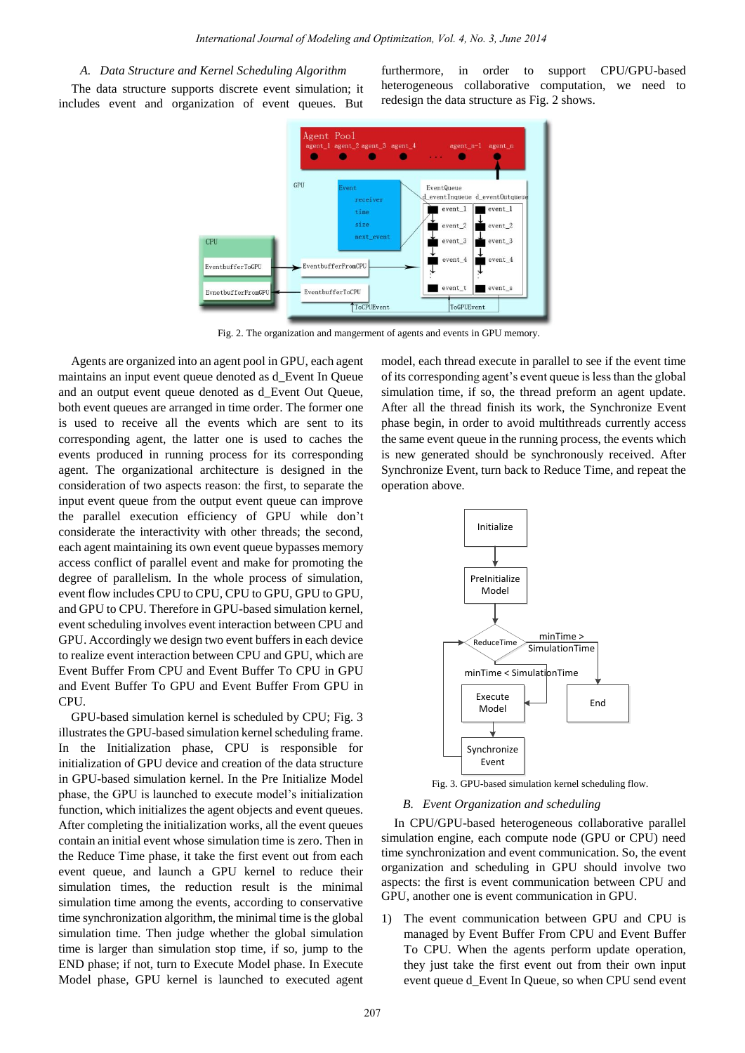### A. Data Structure and Kernel Scheduling Algorithm

The data structure supports discrete event simulation; it includes event and organization of event queues. But furthermore, in order to support CPU/GPU-based heterogeneous collaborative computation, we need to redesign the data structure as Fig. 2 shows.

Fig. 2. The organization and mangerment of agents and events in GPU memory.

Agents are organized into an agent pool in GPU, each agent maintains an input event queue denoted as d_Event In Queue and an output event queue denoted as d_Event Out Queue, both event queues are arranged in time order. The former one is used to receive all the events which are sent to its corresponding agent, the latter one is used to caches the events produced in running process for its corresponding agent. The organizational architecture is designed in the consideration of two aspects reason: the first, to separate the input event queue from the output event queue can improve the parallel execution efficiency of GPU while don't considerate the interactivity with other threads; the second, each agent maintaining its own event queue bypasses memory access conflict of parallel event and make for promoting the degree of parallelism. In the whole process of simulation, event flow includes CPU to CPU, CPU to GPU, GPU to GPU, and GPU to CPU. Therefore in GPU-based simulation kernel, event scheduling involves event interaction between CPU and GPU. Accordingly we design two event buffers in each device to realize event interaction between CPU and GPU, which are Event Buffer From CPU and Event Buffer To CPU in GPU and Event Buffer To GPU and Event Buffer From GPU in CPU.

GPU-based simulation kernel is scheduled by CPU; Fig. 3 illustrates the GPU-based simulation kernel scheduling frame. In the Initialization phase, CPU is responsible for initialization of GPU device and creation of the data structure in GPU-based simulation kernel. In the Pre Initialize Model phase, the GPU is launched to execute model's initialization function, which initializes the agent objects and event queues. After completing the initialization works, all the event queues contain an initial event whose simulation time is zero. Then in the Reduce Time phase, it take the first event out from each event queue, and launch a GPU kernel to reduce their simulation times, the reduction result is the minimal simulation time among the events, according to conservative time synchronization algorithm, the minimal time is the global simulation time. Then judge whether the global simulation time is larger than simulation stop time, if so, jump to the END phase; if not, turn to Execute Model phase. In Execute Model phase, GPU kernel is launched to executed agent model, each thread execute in parallel to see if the event time of its corresponding agent's event queue is less than the global simulation time, if so, the thread preform an agent update. After all the thread finish its work, the Synchronize Event phase begin, in order to avoid multithreads currently access the same event queue in the running process, the events which is new generated should be synchronously received. After Synchronize Event, turn back to Reduce Time, and repeat the operation above.

Fig. 3. GPU-based simulation kernel scheduling flow.

### B. Event Organization and scheduling

In CPU/GPU-based heterogeneous collaborative parallel simulation engine, each compute node (GPU or CPU) need time synchronization and event communication. So, the event organization and scheduling in GPU should involve two aspects: the first is event communication between CPU and GPU, another one is event communication in GPU.

1) The event communication between GPU and CPU is managed by Event Buffer From CPU and Event Buffer To CPU. When the agents perform update operation, they just take the first event out from their own input event queue d_Event In Queue, so when CPU send event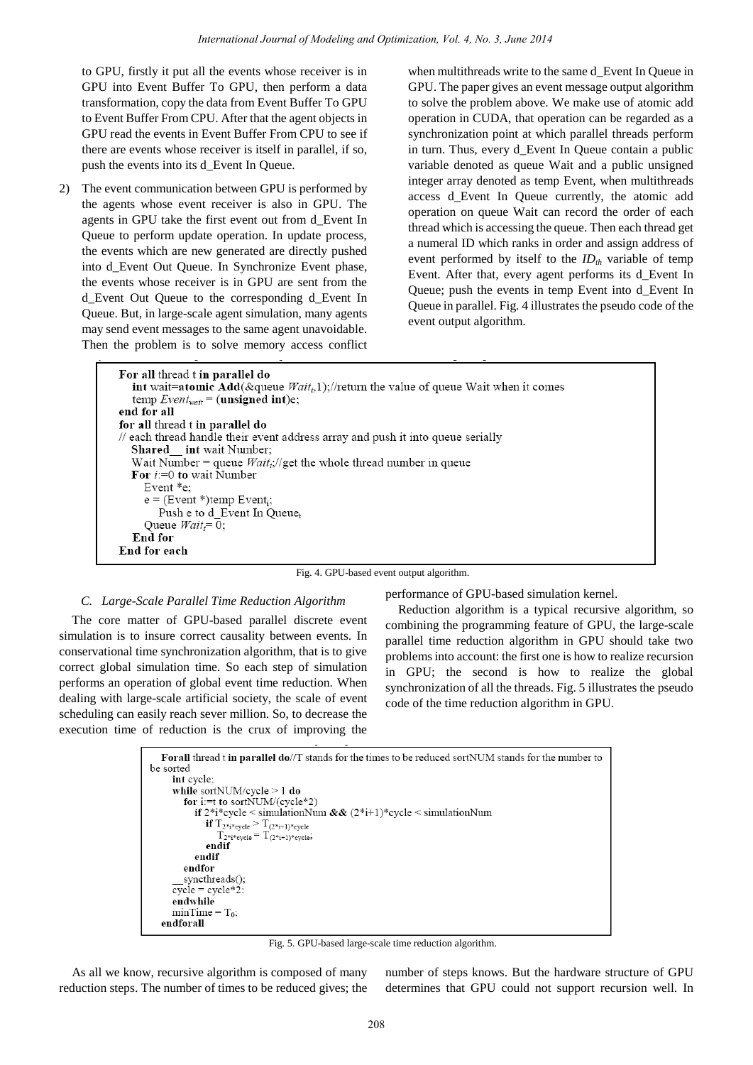to GPU, firstly it put all the events whose receiver is in GPU into Event Buffer To GPU, then perform a data transformation, copy the data from Event Buffer To GPU to Event Buffer From CPU. After that the agent objects in GPU read the events in Event Buffer From CPU to see if there are events whose receiver is itself in parallel, if so, push the events into its d_Event In Queue.

2) The event communication between GPU is performed by the agents whose event receiver is also in GPU. The agents in GPU take the first event out from d_Event In Queue to perform update operation. In update process, the events which are new generated are directly pushed into d_Event Out Queue. In Synchronize Event phase, the events whose receiver is in GPU are sent from the d_Event Out Queue to the corresponding d_Event In Queue. But, in large-scale agent simulation, many agents may send event messages to the same agent unavoidable. Then the problem is to solve memory access conflict when multithreads write to the same d_Event In Queue in GPU. The paper gives an event message output algorithm to solve the problem above. We make use of atomic add operation in CUDA, that operation can be regarded as a synchronization point at which parallel threads perform in turn. Thus, every d_Event In Queue contain a public variable denoted as queue Wait and a public unsigned integer array denoted as temp Event, when multithreads access d_Event In Queue currently, the atomic add operation on queue Wait can record the order of each thread which is accessing the queue. Then each thread get a numeral ID which ranks in order and assign address of event performed by itself to the $ID_{th}$ variable of temp Event. After that, every agent performs its d_Event In Queue; push the events in temp Event into d_Event In Queue in parallel. Fig. 4 illustrates the pseudo code of the event output algorithm.

```
For all thread t in parallel do
   int wait=atomic Add(&queue Wait_t,1);//return the value of queue Wait when it comes
   temp Event_wait = (unsigned int)e;
end for all
for all thread t in parallel do
// each thread handle their event address array and push it into queue serially
   Shared__ int wait Number;
   Wait Number = queue Wait_t;//get the whole thread number in queue
   For i:=0 to wait Number
      Event *e;
      e = (Event *)temp Event_i;
         Push e to d_Event In Queue_t
      Queue Wait_t= 0;
   End for
End for each
```

Fig. 4. GPU-based event output algorithm.

### C. Large-Scale Parallel Time Reduction Algorithm

The core matter of GPU-based parallel discrete event simulation is to insure correct causality between events. In conservational time synchronization algorithm, that is to give correct global simulation time. So each step of simulation performs an operation of global event time reduction. When dealing with large-scale artificial society, the scale of event scheduling can easily reach sever million. So, to decrease the execution time of reduction is the crux of improving the performance of GPU-based simulation kernel.

Reduction algorithm is a typical recursive algorithm, so combining the programming feature of GPU, the large-scale parallel time reduction algorithm in GPU should take two problems into account: the first one is how to realize recursion in GPU; the second is how to realize the global synchronization of all the threads. Fig. 5 illustrates the pseudo code of the time reduction algorithm in GPU.

```
Forall thread t in parallel do//T stands for the times to be reduced sortNUM stands for the number to be sorted
    int cycle;
    while sortNUM/cycle > 1 do
       for i:=t to sortNUM/(cycle*2)
          if 2*i*cycle < simulationNum && (2*i+1)*cycle < simulationNum
             if T_{2*i*cycle} > T_{(2*i+1)*cycle}
                T_{2*i*cycle} = T_{(2*i+1)*cycle};
             endif
          endif
       endfor
       __syncthreads();
       cycle = cycle*2;
    endwhile
    minTime = T_0;
endforall
```

Fig. 5. GPU-based large-scale time reduction algorithm.

As all we know, recursive algorithm is composed of many reduction steps. The number of times to be reduced gives; the number of steps knows. But the hardware structure of GPU determines that GPU could not support recursion well. In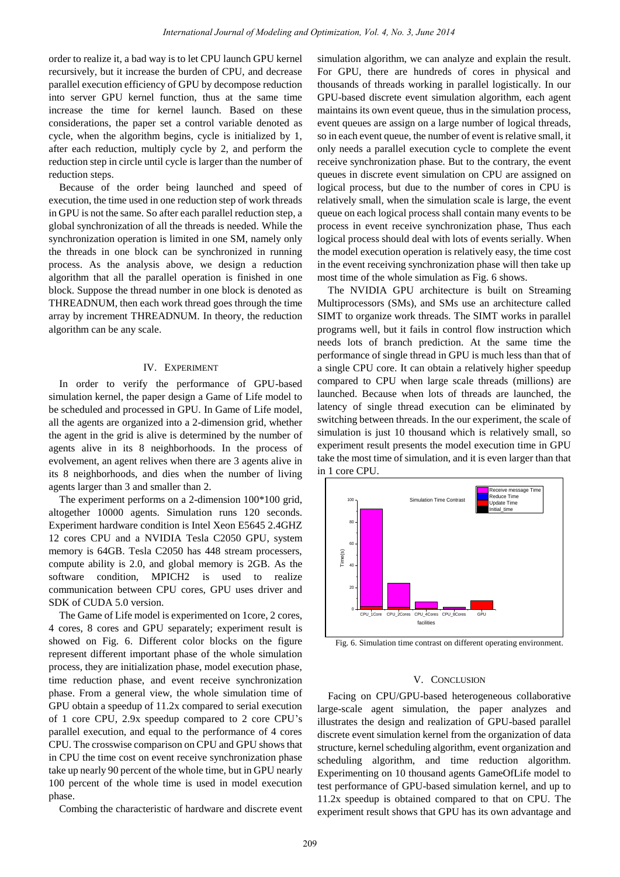order to realize it, a bad way is to let CPU launch GPU kernel recursively, but it increase the burden of CPU, and decrease parallel execution efficiency of GPU by decompose reduction into server GPU kernel function, thus at the same time increase the time for kernel launch. Based on these considerations, the paper set a control variable denoted as cycle, when the algorithm begins, cycle is initialized by 1, after each reduction, multiply cycle by 2, and perform the reduction step in circle until cycle is larger than the number of reduction steps.

Because of the order being launched and speed of execution, the time used in one reduction step of work threads in GPU is not the same. So after each parallel reduction step, a global synchronization of all the threads is needed. While the synchronization operation is limited in one SM, namely only the threads in one block can be synchronized in running process. As the analysis above, we design a reduction algorithm that all the parallel operation is finished in one block. Suppose the thread number in one block is denoted as THREADNUM, then each work thread goes through the time array by increment THREADNUM. In theory, the reduction algorithm can be any scale.

## IV. Experiment

In order to verify the performance of GPU-based simulation kernel, the paper design a Game of Life model to be scheduled and processed in GPU. In Game of Life model, all the agents are organized into a 2-dimension grid, whether the agent in the grid is alive is determined by the number of agents alive in its 8 neighborhoods. In the process of evolvement, an agent relives when there are 3 agents alive in its 8 neighborhoods, and dies when the number of living agents larger than 3 and smaller than 2.

The experiment performs on a 2-dimension 100*100 grid, altogether 10000 agents. Simulation runs 120 seconds. Experiment hardware condition is Intel Xeon E5645 2.4GHZ 12 cores CPU and a NVIDIA Tesla C2050 GPU, system memory is 64GB. Tesla C2050 has 448 stream processers, compute ability is 2.0, and global memory is 2GB. As the software condition, MPICH2 is used to realize communication between CPU cores, GPU uses driver and SDK of CUDA 5.0 version.

The Game of Life model is experimented on 1core, 2 cores, 4 cores, 8 cores and GPU separately; experiment result is showed on Fig. 6. Different color blocks on the figure represent different important phase of the whole simulation process, they are initialization phase, model execution phase, time reduction phase, and event receive synchronization phase. From a general view, the whole simulation time of GPU obtain a speedup of 11.2x compared to serial execution of 1 core CPU, 2.9x speedup compared to 2 core CPU's parallel execution, and equal to the performance of 4 cores CPU. The crosswise comparison on CPU and GPU shows that in CPU the time cost on event receive synchronization phase take up nearly 90 percent of the whole time, but in GPU nearly 100 percent of the whole time is used in model execution phase.

Combing the characteristic of hardware and discrete event simulation algorithm, we can analyze and explain the result. For GPU, there are hundreds of cores in physical and thousands of threads working in parallel logistically. In our GPU-based discrete event simulation algorithm, each agent maintains its own event queue, thus in the simulation process, event queues are assign on a large number of logical threads, so in each event queue, the number of event is relative small, it only needs a parallel execution cycle to complete the event receive synchronization phase. But to the contrary, the event queues in discrete event simulation on CPU are assigned on logical process, but due to the number of cores in CPU is relatively small, when the simulation scale is large, the event queue on each logical process shall contain many events to be process in event receive synchronization phase, Thus each logical process should deal with lots of events serially. When the model execution operation is relatively easy, the time cost in the event receiving synchronization phase will then take up most time of the whole simulation as Fig. 6 shows.

The NVIDIA GPU architecture is built on Streaming Multiprocessors (SMs), and SMs use an architecture called SIMT to organize work threads. The SIMT works in parallel programs well, but it fails in control flow instruction which needs lots of branch prediction. At the same time the performance of single thread in GPU is much less than that of a single CPU core. It can obtain a relatively higher speedup compared to CPU when large scale threads (millions) are launched. Because when lots of threads are launched, the latency of single thread execution can be eliminated by switching between threads. In the our experiment, the scale of simulation is just 10 thousand which is relatively small, so experiment result presents the model execution time in GPU take the most time of simulation, and it is even larger than that in 1 core CPU.

Fig. 6. Simulation time contrast on different operating environment.

## V. Conclusion

Facing on CPU/GPU-based heterogeneous collaborative large-scale agent simulation, the paper analyzes and illustrates the design and realization of GPU-based parallel discrete event simulation kernel from the organization of data structure, kernel scheduling algorithm, event organization and scheduling algorithm, and time reduction algorithm. Experimenting on 10 thousand agents GameOfLife model to test performance of GPU-based simulation kernel, and up to 11.2x speedup is obtained compared to that on CPU. The experiment result shows that GPU has its own advantage and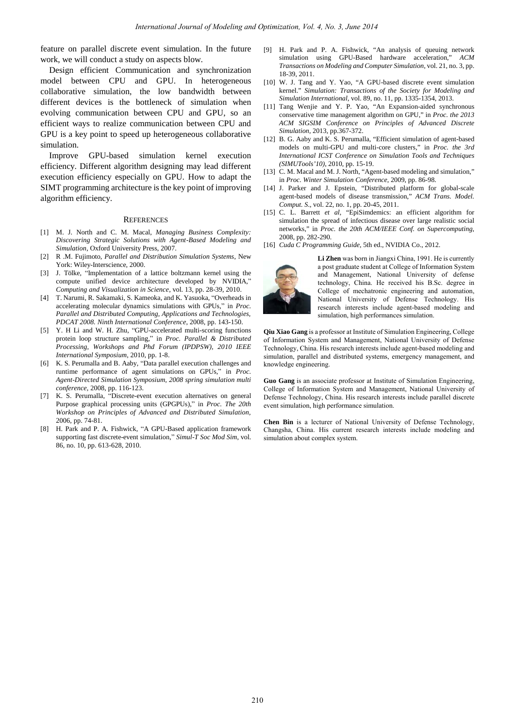feature on parallel discrete event simulation. In the future work, we will conduct a study on aspects blow.

Design efficient Communication and synchronization model between CPU and GPU. In heterogeneous collaborative simulation, the low bandwidth between different devices is the bottleneck of simulation when evolving communication between CPU and GPU, so an efficient ways to realize communication between CPU and GPU is a key point to speed up heterogeneous collaborative simulation.

Improve GPU-based simulation kernel execution efficiency. Different algorithm designing may lead different execution efficiency especially on GPU. How to adapt the SIMT programming architecture is the key point of improving algorithm efficiency.

## REFERENCES

[1] M. J. North and C. M. Macal, *Managing Business Complexity: Discovering Strategic Solutions with Agent-Based Modeling and Simulation*, Oxford University Press, 2007.

[2] R .M. Fujimoto, *Parallel and Distribution Simulation Systems*, New York: Wiley-Interscience, 2000.

[3] J. Tölke, "Implementation of a lattice boltzmann kernel using the compute unified device architecture developed by NVIDIA," *Computing and Visualization in Science*, vol. 13, pp. 28-39, 2010.

[4] T. Narumi, R. Sakamaki, S. Kameoka, and K. Yasuoka, "Overheads in accelerating molecular dynamics simulations with GPUs," in *Proc. Parallel and Distributed Computing, Applications and Technologies, PDCAT 2008. Ninth International Conference*, 2008, pp. 143-150.

[5] Y. H Li and W. H. Zhu, "GPU-accelerated multi-scoring functions protein loop structure sampling," in *Proc. Parallel & Distributed Processing, Workshops and Phd Forum (IPDPSW), 2010 IEEE International Symposium*, 2010, pp. 1-8.

[6] K. S. Perumalla and B. Aaby, "Data parallel execution challenges and runtime performance of agent simulations on GPUs," in *Proc. Agent-Directed Simulation Symposium, 2008 spring simulation multi conference*, 2008, pp. 116-123.

[7] K. S. Perumalla, "Discrete-event execution alternatives on general Purpose graphical processing units (GPGPUs)," in *Proc. The 20th Workshop on Principles of Advanced and Distributed Simulation*, 2006, pp. 74-81.

[8] H. Park and P. A. Fishwick, "A GPU-Based application framework supporting fast discrete-event simulation," *Simul-T Soc Mod Sim*, vol. 86, no. 10, pp. 613-628, 2010.

[9] H. Park and P. A. Fishwick, "An analysis of queuing network simulation using GPU-Based hardware acceleration," *ACM Transactions on Modeling and Computer Simulation*, vol. 21, no. 3, pp. 18-39, 2011.

[10] W. J. Tang and Y. Yao, "A GPU-based discrete event simulation kernel." *Simulation: Transactions of the Society for Modeling and Simulation International*, vol. 89, no. 11, pp. 1335-1354, 2013.

[11] Tang Wenjie and Y. P. Yao, "An Expansion-aided synchronous conservative time management algorithm on GPU," in *Proc. the 2013 ACM SIGSIM Conference on Principles of Advanced Discrete Simulation*, 2013, pp.367-372.

[12] B. G. Aaby and K. S. Perumalla, "Efficient simulation of agent-based models on multi-GPU and multi-core clusters," in *Proc. the 3rd International ICST Conference on Simulation Tools and Techniques (SIMUTools'10)*, 2010, pp. 15-19.

[13] C. M. Macal and M. J. North, "Agent-based modeling and simulation," in *Proc. Winter Simulation Conference*, 2009, pp. 86-98.

[14] J. Parker and J. Epstein, "Distributed platform for global-scale agent-based models of disease transmission," *ACM Trans. Model. Comput. S.*, vol. 22, no. 1, pp. 20-45, 2011.

[15] C. L. Barrett *et al*, "EpiSimdemics: an efficient algorithm for simulation the spread of infectious disease over large realistic social networks," in *Proc. the 20th ACM/IEEE Conf. on Supercomputing*, 2008, pp. 282-290.

[16] *Cuda C Programming Guide*, 5th ed., NVIDIA Co., 2012.

**Li Zhen** was born in Jiangxi China, 1991. He is currently a post graduate student at College of Information System and Management, National University of defense technology, China. He received his B.Sc. degree in College of mechatronic engineering and automation, National University of Defense Technology. His research interests include agent-based modeling and simulation, high performances simulation.

**Qiu Xiao Gang** is a professor at Institute of Simulation Engineering, College of Information System and Management, National University of Defense Technology, China. His research interests include agent-based modeling and simulation, parallel and distributed systems, emergency management, and knowledge engineering.

**Guo Gang** is an associate professor at Institute of Simulation Engineering, College of Information System and Management, National University of Defense Technology, China. His research interests include parallel discrete event simulation, high performance simulation.

**Chen Bin** is a lecturer of National University of Defense Technology, Changsha, China. His current research interests include modeling and simulation about complex system.